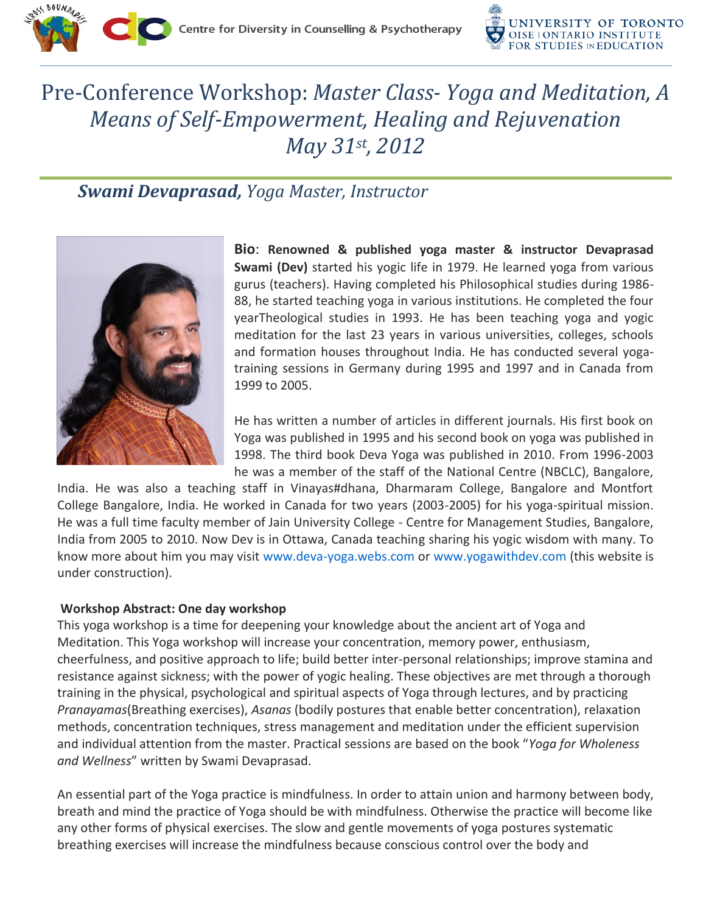# Pre-Conference Workshop: *Master Class- Yoga and Meditation, A Means of Self-Empowerment, Healing and Rejuvenation May 31st, 2012*

## ***Swami Devaprasad,*** *Yoga Master, Instructor*

**Bio**: **Renowned & published yoga master & instructor Devaprasad Swami (Dev)** started his yogic life in 1979. He learned yoga from various gurus (teachers). Having completed his Philosophical studies during 1986-88, he started teaching yoga in various institutions. He completed the four yearTheological studies in 1993. He has been teaching yoga and yogic meditation for the last 23 years in various universities, colleges, schools and formation houses throughout India. He has conducted several yoga-training sessions in Germany during 1995 and 1997 and in Canada from 1999 to 2005.

He has written a number of articles in different journals. His first book on Yoga was published in 1995 and his second book on yoga was published in 1998. The third book Deva Yoga was published in 2010. From 1996-2003 he was a member of the staff of the National Centre (NBCLC), Bangalore, India. He was also a teaching staff in Vinayas#dhana, Dharmaram College, Bangalore and Montfort College Bangalore, India. He worked in Canada for two years (2003-2005) for his yoga-spiritual mission. He was a full time faculty member of Jain University College - Centre for Management Studies, Bangalore, India from 2005 to 2010. Now Dev is in Ottawa, Canada teaching sharing his yogic wisdom with many. To know more about him you may visit www.deva-yoga.webs.com or www.yogawithdev.com (this website is under construction).

**Workshop Abstract: One day workshop**

This yoga workshop is a time for deepening your knowledge about the ancient art of Yoga and Meditation. This Yoga workshop will increase your concentration, memory power, enthusiasm, cheerfulness, and positive approach to life; build better inter-personal relationships; improve stamina and resistance against sickness; with the power of yogic healing. These objectives are met through a thorough training in the physical, psychological and spiritual aspects of Yoga through lectures, and by practicing *Pranayamas*(Breathing exercises), *Asanas* (bodily postures that enable better concentration), relaxation methods, concentration techniques, stress management and meditation under the efficient supervision and individual attention from the master. Practical sessions are based on the book "*Yoga for Wholeness and Wellness*" written by Swami Devaprasad.

An essential part of the Yoga practice is mindfulness. In order to attain union and harmony between body, breath and mind the practice of Yoga should be with mindfulness. Otherwise the practice will become like any other forms of physical exercises. The slow and gentle movements of yoga postures systematic breathing exercises will increase the mindfulness because conscious control over the body and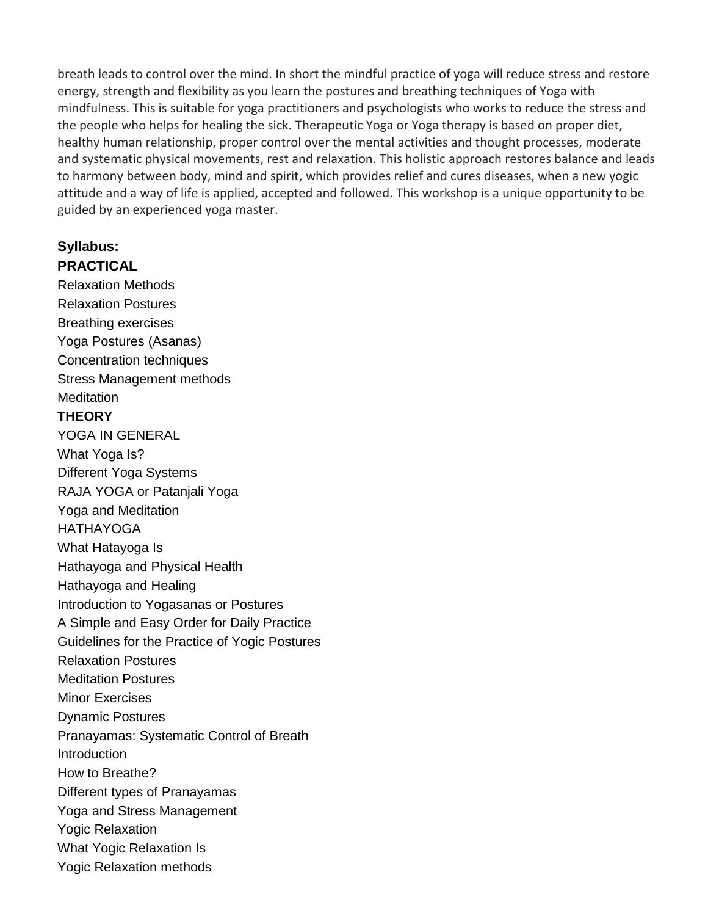breath leads to control over the mind. In short the mindful practice of yoga will reduce stress and restore energy, strength and flexibility as you learn the postures and breathing techniques of Yoga with mindfulness. This is suitable for yoga practitioners and psychologists who works to reduce the stress and the people who helps for healing the sick. Therapeutic Yoga or Yoga therapy is based on proper diet, healthy human relationship, proper control over the mental activities and thought processes, moderate and systematic physical movements, rest and relaxation. This holistic approach restores balance and leads to harmony between body, mind and spirit, which provides relief and cures diseases, when a new yogic attitude and a way of life is applied, accepted and followed. This workshop is a unique opportunity to be guided by an experienced yoga master.

**Syllabus:**

**PRACTICAL**

Relaxation Methods
Relaxation Postures
Breathing exercises
Yoga Postures (Asanas)
Concentration techniques
Stress Management methods
Meditation

**THEORY**

YOGA IN GENERAL
What Yoga Is?
Different Yoga Systems
RAJA YOGA or Patanjali Yoga
Yoga and Meditation
HATHAYOGA
What Hatayoga Is
Hathayoga and Physical Health
Hathayoga and Healing
Introduction to Yogasanas or Postures
A Simple and Easy Order for Daily Practice
Guidelines for the Practice of Yogic Postures
Relaxation Postures
Meditation Postures
Minor Exercises
Dynamic Postures
Pranayamas: Systematic Control of Breath
Introduction
How to Breathe?
Different types of Pranayamas
Yoga and Stress Management
Yogic Relaxation
What Yogic Relaxation Is
Yogic Relaxation methods